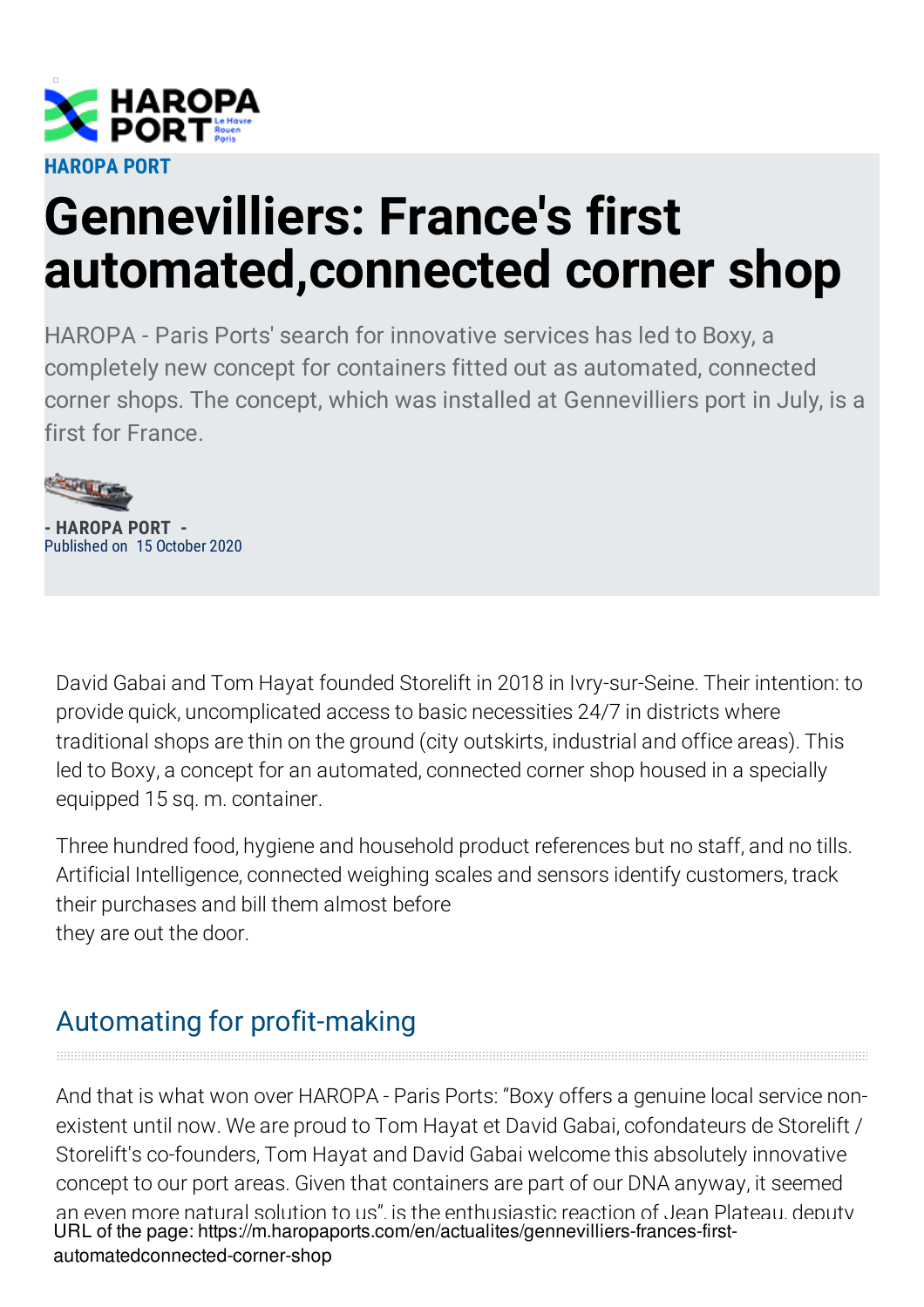HAROPA PORT

# Gennevilliers: France's first automated,connected corner shop

HAROPA - Paris Ports' search for innovative services has led to Boxy, a completely new concept for containers fitted out as automated, connected corner shops. The concept, which was installed at Gennevilliers port in July, is a first for France.

- HAROPA PORT -
Published on 15 October 2020

David Gabai and Tom Hayat founded Storelift in 2018 in Ivry-sur-Seine. Their intention: to provide quick, uncomplicated access to basic necessities 24/7 in districts where traditional shops are thin on the ground (city outskirts, industrial and office areas). This led to Boxy, a concept for an automated, connected corner shop housed in a specially equipped 15 sq. m. container.

Three hundred food, hygiene and household product references but no staff, and no tills. Artificial Intelligence, connected weighing scales and sensors identify customers, track their purchases and bill them almost before they are out the door.

## Automating for profit-making

And that is what won over HAROPA - Paris Ports: "Boxy offers a genuine local service non-existent until now. We are proud to Tom Hayat et David Gabai, cofondateurs de Storelift / Storelift's co-founders, Tom Hayat and David Gabai welcome this absolutely innovative concept to our port areas. Given that containers are part of our DNA anyway, it seemed an even more natural solution to us", is the enthusiastic reaction of Jean Plateau, deputy

URL of the page: https://m.haropaports.com/en/actualites/gennevilliers-frances-first-automatedconnected-corner-shop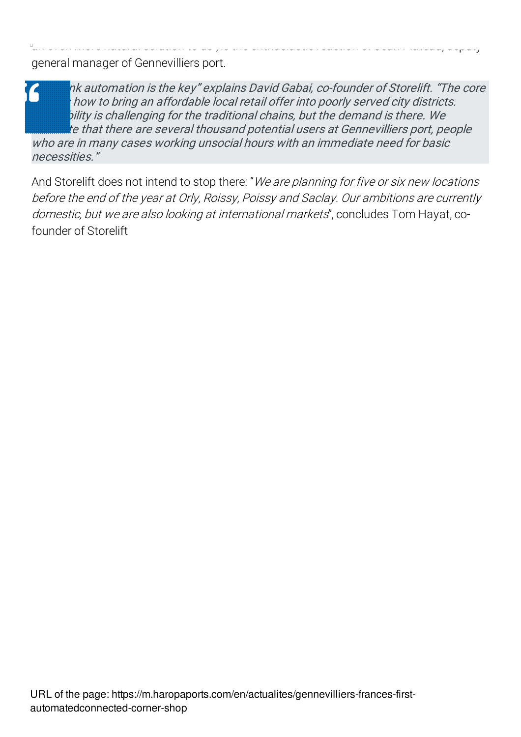an even more natural solution to us", is the enthusiastic reaction of Sean Plateau, deputy general manager of Gennevilliers port.

> *"We think automation is the key" explains David Gabai, co-founder of Storelift. "The core issue is how to bring an affordable local retail offer into poorly served city districts. Profitability is challenging for the traditional chains, but the demand is there. We estimate that there are several thousand potential users at Gennevilliers port, people who are in many cases working unsocial hours with an immediate need for basic necessities."*

And Storelift does not intend to stop there: "*We are planning for five or six new locations before the end of the year at Orly, Roissy, Poissy and Saclay. Our ambitions are currently domestic, but we are also looking at international markets*", concludes Tom Hayat, co-founder of Storelift

URL of the page: https://m.haropaports.com/en/actualites/gennevilliers-frances-first-automatedconnected-corner-shop